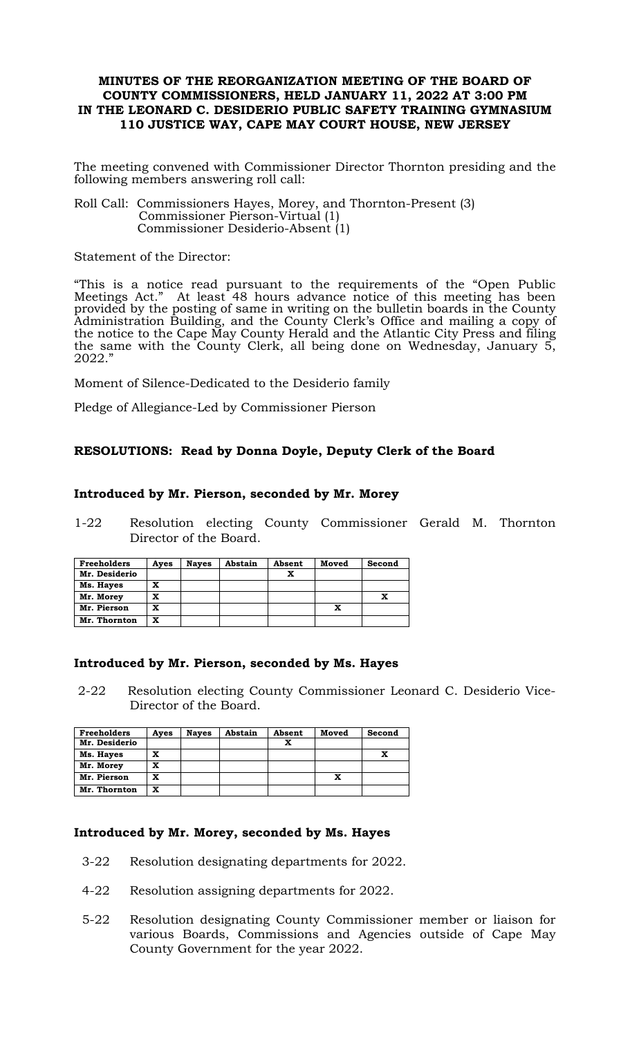**MINUTES OF THE REORGANIZATION MEETING OF THE BOARD OF COUNTY COMMISSIONERS, HELD JANUARY 11, 2022 AT 3:00 PM IN THE LEONARD C. DESIDERIO PUBLIC SAFETY TRAINING GYMNASIUM 110 JUSTICE WAY, CAPE MAY COURT HOUSE, NEW JERSEY**

The meeting convened with Commissioner Director Thornton presiding and the following members answering roll call:

Roll Call: Commissioners Hayes, Morey, and Thornton-Present (3)
Commissioner Pierson-Virtual (1)
Commissioner Desiderio-Absent (1)

Statement of the Director:

"This is a notice read pursuant to the requirements of the "Open Public Meetings Act." At least 48 hours advance notice of this meeting has been provided by the posting of same in writing on the bulletin boards in the County Administration Building, and the County Clerk's Office and mailing a copy of the notice to the Cape May County Herald and the Atlantic City Press and filing the same with the County Clerk, all being done on Wednesday, January 5, 2022."

Moment of Silence-Dedicated to the Desiderio family

Pledge of Allegiance-Led by Commissioner Pierson

**RESOLUTIONS: Read by Donna Doyle, Deputy Clerk of the Board**

**Introduced by Mr. Pierson, seconded by Mr. Morey**

1-22 Resolution electing County Commissioner Gerald M. Thornton Director of the Board.

| Freeholders | Ayes | Nayes | Abstain | Absent | Moved | Second |
|---|---|---|---|---|---|---|
| Mr. Desiderio | | | | X | | |
| Ms. Hayes | X | | | | | |
| Mr. Morey | X | | | | | X |
| Mr. Pierson | X | | | | X | |
| Mr. Thornton | X | | | | | |

**Introduced by Mr. Pierson, seconded by Ms. Hayes**

2-22 Resolution electing County Commissioner Leonard C. Desiderio Vice-Director of the Board.

| Freeholders | Ayes | Nayes | Abstain | Absent | Moved | Second |
|---|---|---|---|---|---|---|
| Mr. Desiderio | | | | X | | |
| Ms. Hayes | X | | | | | X |
| Mr. Morey | X | | | | | |
| Mr. Pierson | X | | | | X | |
| Mr. Thornton | X | | | | | |

**Introduced by Mr. Morey, seconded by Ms. Hayes**

3-22 Resolution designating departments for 2022.

4-22 Resolution assigning departments for 2022.

5-22 Resolution designating County Commissioner member or liaison for various Boards, Commissions and Agencies outside of Cape May County Government for the year 2022.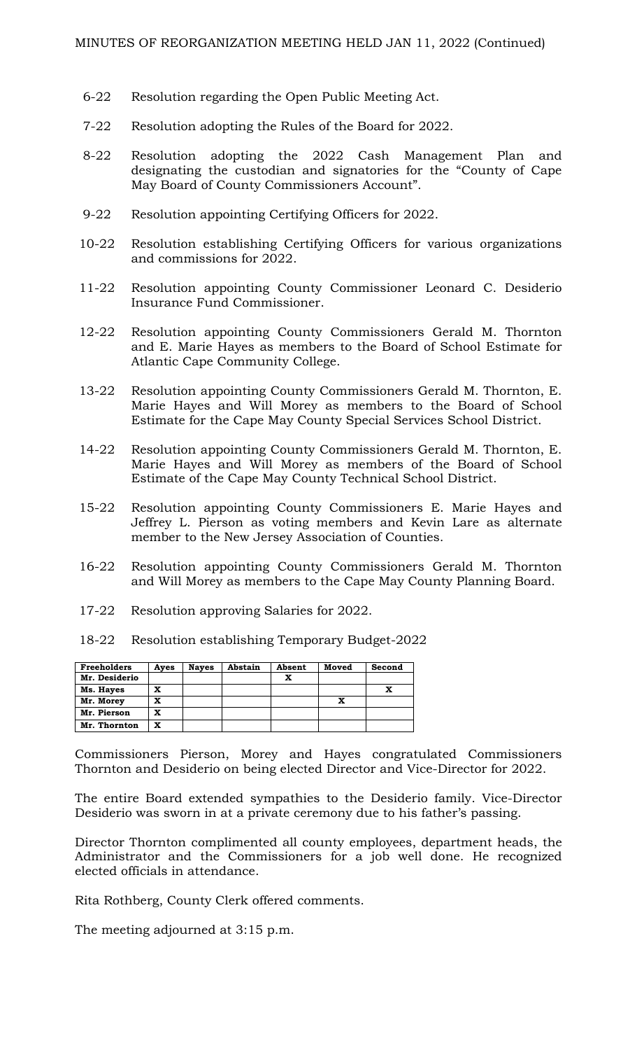MINUTES OF REORGANIZATION MEETING HELD JAN 11, 2022 (Continued)

6-22 Resolution regarding the Open Public Meeting Act.

7-22 Resolution adopting the Rules of the Board for 2022.

8-22 Resolution adopting the 2022 Cash Management Plan and designating the custodian and signatories for the "County of Cape May Board of County Commissioners Account".

9-22 Resolution appointing Certifying Officers for 2022.

10-22 Resolution establishing Certifying Officers for various organizations and commissions for 2022.

11-22 Resolution appointing County Commissioner Leonard C. Desiderio Insurance Fund Commissioner.

12-22 Resolution appointing County Commissioners Gerald M. Thornton and E. Marie Hayes as members to the Board of School Estimate for Atlantic Cape Community College.

13-22 Resolution appointing County Commissioners Gerald M. Thornton, E. Marie Hayes and Will Morey as members to the Board of School Estimate for the Cape May County Special Services School District.

14-22 Resolution appointing County Commissioners Gerald M. Thornton, E. Marie Hayes and Will Morey as members of the Board of School Estimate of the Cape May County Technical School District.

15-22 Resolution appointing County Commissioners E. Marie Hayes and Jeffrey L. Pierson as voting members and Kevin Lare as alternate member to the New Jersey Association of Counties.

16-22 Resolution appointing County Commissioners Gerald M. Thornton and Will Morey as members to the Cape May County Planning Board.

17-22 Resolution approving Salaries for 2022.

18-22 Resolution establishing Temporary Budget-2022

| Freeholders | Ayes | Nayes | Abstain | Absent | Moved | Second |
|---|---|---|---|---|---|---|
| Mr. Desiderio | | | | X | | |
| Ms. Hayes | X | | | | | X |
| Mr. Morey | X | | | | X | |
| Mr. Pierson | X | | | | | |
| Mr. Thornton | X | | | | | |

Commissioners Pierson, Morey and Hayes congratulated Commissioners Thornton and Desiderio on being elected Director and Vice-Director for 2022.

The entire Board extended sympathies to the Desiderio family. Vice-Director Desiderio was sworn in at a private ceremony due to his father's passing.

Director Thornton complimented all county employees, department heads, the Administrator and the Commissioners for a job well done. He recognized elected officials in attendance.

Rita Rothberg, County Clerk offered comments.

The meeting adjourned at 3:15 p.m.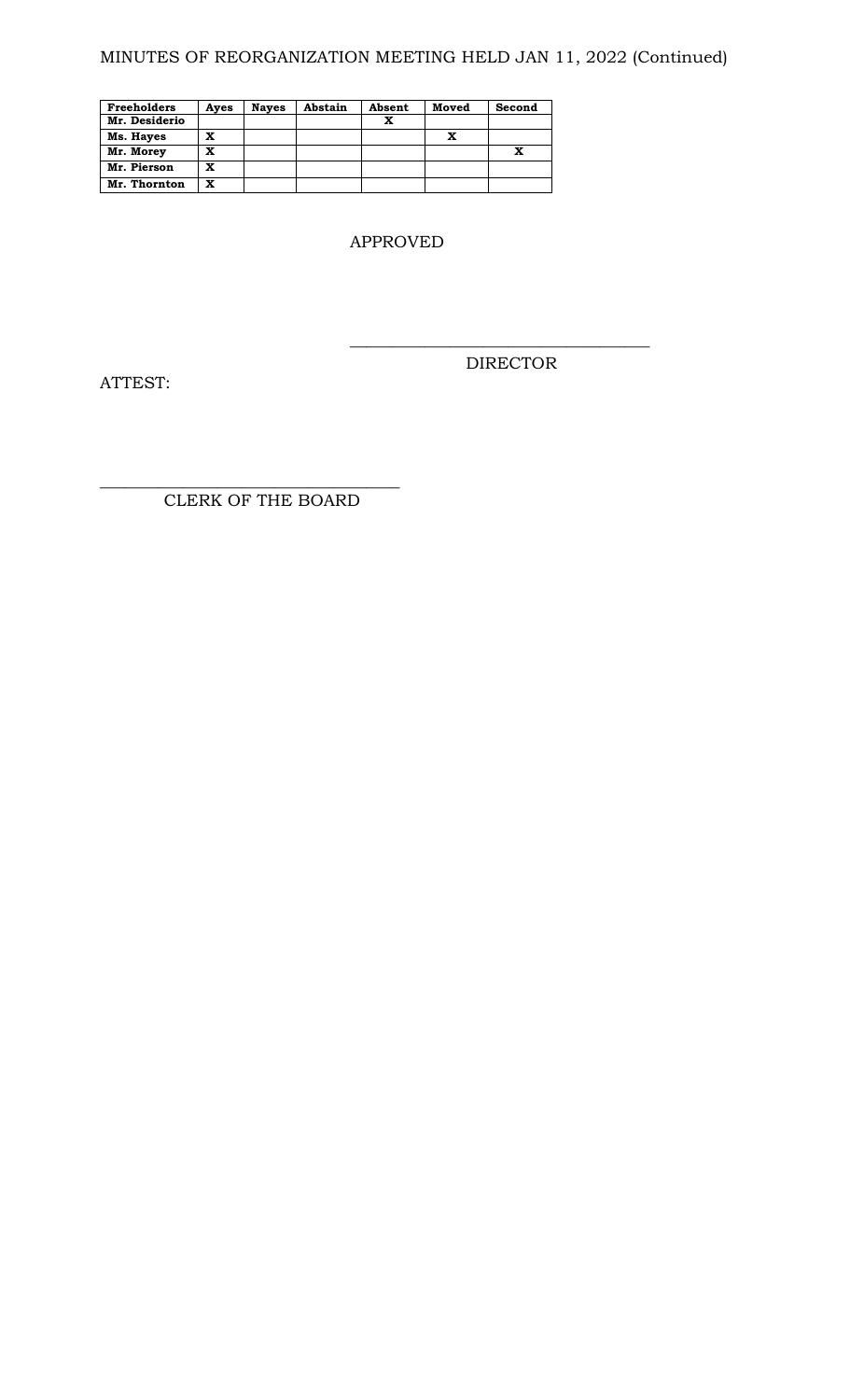MINUTES OF REORGANIZATION MEETING HELD JAN 11, 2022 (Continued)

| Freeholders | Ayes | Nayes | Abstain | Absent | Moved | Second |
|---|---|---|---|---|---|---|
| Mr. Desiderio | | | | X | | |
| Ms. Hayes | X | | | | X | |
| Mr. Morey | X | | | | | X |
| Mr. Pierson | X | | | | | |
| Mr. Thornton | X | | | | | |

APPROVED

\_\_\_\_\_\_\_\_\_\_\_\_\_\_\_\_\_\_\_\_\_\_\_\_\_\_\_\_\_\_\_\_\_\_

DIRECTOR

ATTEST:

\_\_\_\_\_\_\_\_\_\_\_\_\_\_\_\_\_\_\_\_\_\_\_\_\_\_\_\_\_\_\_\_\_\_

CLERK OF THE BOARD